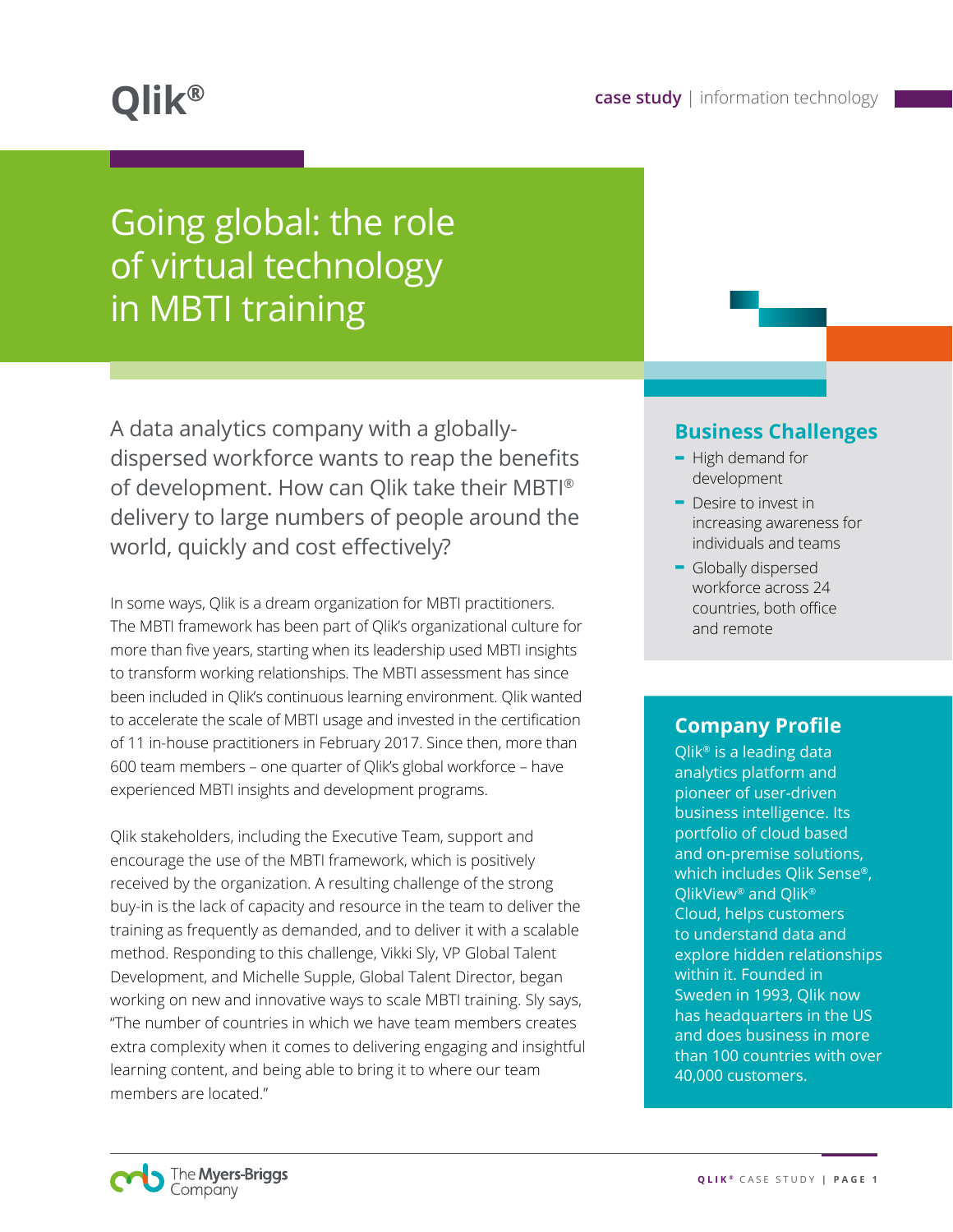Qlik®

case study | information technology

# Going global: the role of virtual technology in MBTI training

A data analytics company with a globally-dispersed workforce wants to reap the benefits of development. How can Qlik take their MBTI® delivery to large numbers of people around the world, quickly and cost effectively?

In some ways, Qlik is a dream organization for MBTI practitioners. The MBTI framework has been part of Qlik's organizational culture for more than five years, starting when its leadership used MBTI insights to transform working relationships. The MBTI assessment has since been included in Qlik's continuous learning environment. Qlik wanted to accelerate the scale of MBTI usage and invested in the certification of 11 in-house practitioners in February 2017. Since then, more than 600 team members – one quarter of Qlik's global workforce – have experienced MBTI insights and development programs.

Qlik stakeholders, including the Executive Team, support and encourage the use of the MBTI framework, which is positively received by the organization. A resulting challenge of the strong buy-in is the lack of capacity and resource in the team to deliver the training as frequently as demanded, and to deliver it with a scalable method. Responding to this challenge, Vikki Sly, VP Global Talent Development, and Michelle Supple, Global Talent Director, began working on new and innovative ways to scale MBTI training. Sly says, "The number of countries in which we have team members creates extra complexity when it comes to delivering engaging and insightful learning content, and being able to bring it to where our team members are located."

## Business Challenges

- High demand for development
- Desire to invest in increasing awareness for individuals and teams
- Globally dispersed workforce across 24 countries, both office and remote

## Company Profile

Qlik® is a leading data analytics platform and pioneer of user-driven business intelligence. Its portfolio of cloud based and on-premise solutions, which includes Qlik Sense®, QlikView® and Qlik® Cloud, helps customers to understand data and explore hidden relationships within it. Founded in Sweden in 1993, Qlik now has headquarters in the US and does business in more than 100 countries with over 40,000 customers.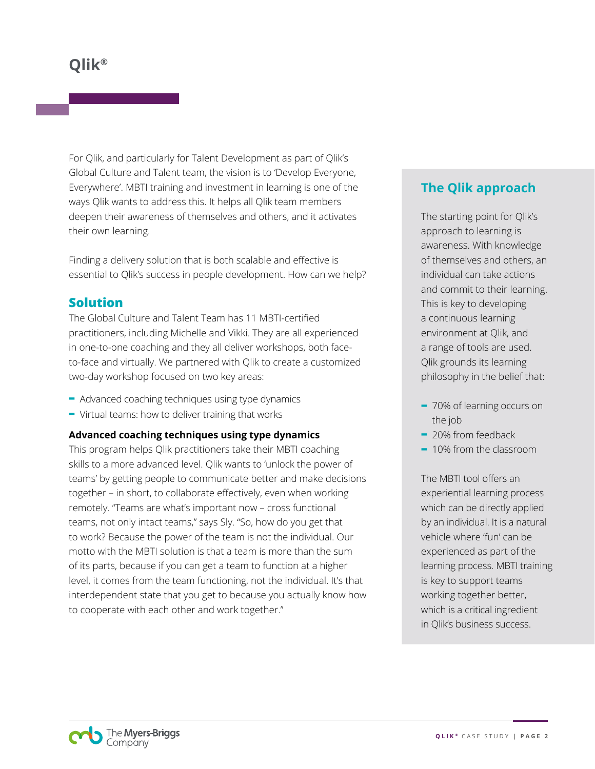# Qlik®

For Qlik, and particularly for Talent Development as part of Qlik's Global Culture and Talent team, the vision is to 'Develop Everyone, Everywhere'. MBTI training and investment in learning is one of the ways Qlik wants to address this. It helps all Qlik team members deepen their awareness of themselves and others, and it activates their own learning.

Finding a delivery solution that is both scalable and effective is essential to Qlik's success in people development. How can we help?

## Solution

The Global Culture and Talent Team has 11 MBTI-certified practitioners, including Michelle and Vikki. They are all experienced in one-to-one coaching and they all deliver workshops, both face-to-face and virtually. We partnered with Qlik to create a customized two-day workshop focused on two key areas:

- Advanced coaching techniques using type dynamics
- Virtual teams: how to deliver training that works

**Advanced coaching techniques using type dynamics**

This program helps Qlik practitioners take their MBTI coaching skills to a more advanced level. Qlik wants to 'unlock the power of teams' by getting people to communicate better and make decisions together – in short, to collaborate effectively, even when working remotely. "Teams are what's important now – cross functional teams, not only intact teams," says Sly. "So, how do you get that to work? Because the power of the team is not the individual. Our motto with the MBTI solution is that a team is more than the sum of its parts, because if you can get a team to function at a higher level, it comes from the team functioning, not the individual. It's that interdependent state that you get to because you actually know how to cooperate with each other and work together."

## The Qlik approach

The starting point for Qlik's approach to learning is awareness. With knowledge of themselves and others, an individual can take actions and commit to their learning. This is key to developing a continuous learning environment at Qlik, and a range of tools are used. Qlik grounds its learning philosophy in the belief that:

- 70% of learning occurs on the job
- 20% from feedback
- 10% from the classroom

The MBTI tool offers an experiential learning process which can be directly applied by an individual. It is a natural vehicle where 'fun' can be experienced as part of the learning process. MBTI training is key to support teams working together better, which is a critical ingredient in Qlik's business success.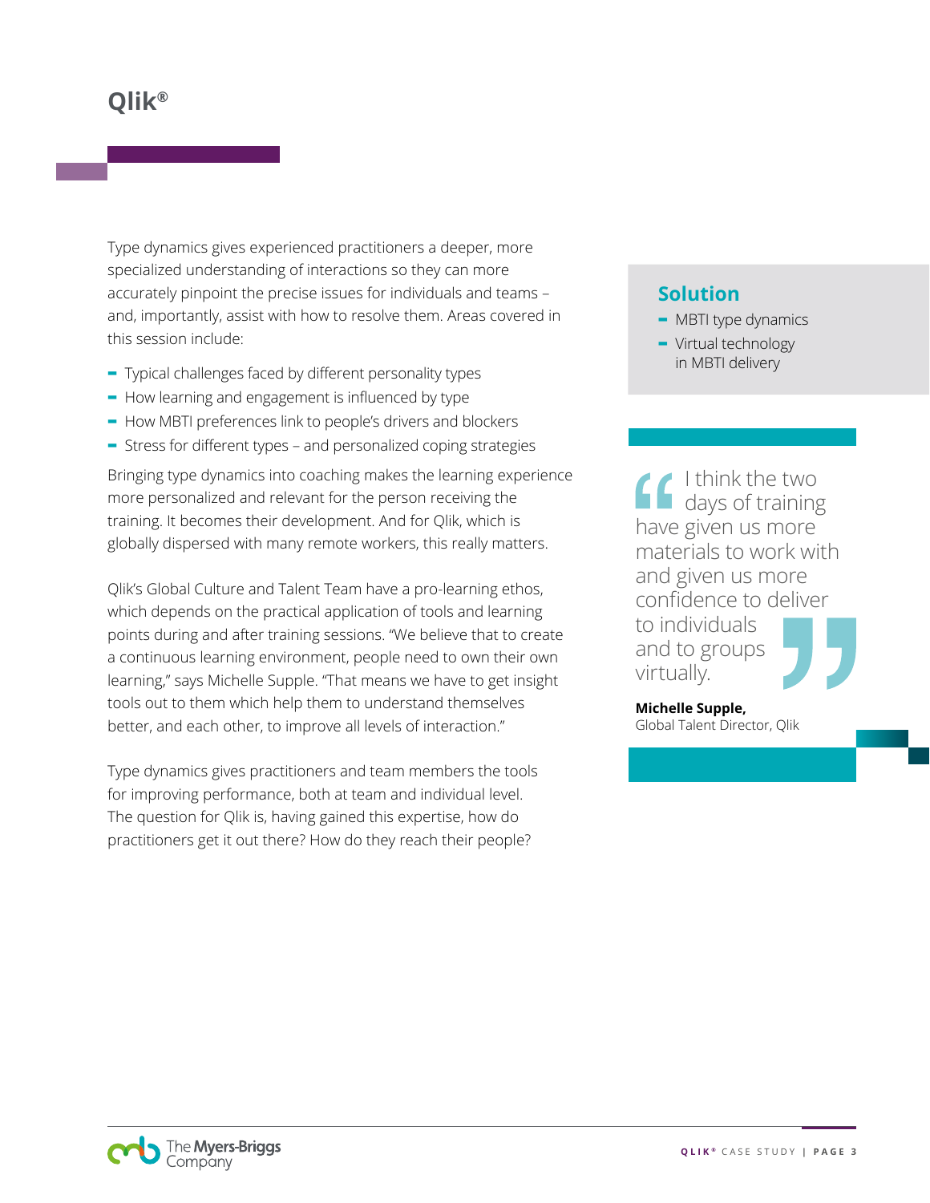# Qlik®

Type dynamics gives experienced practitioners a deeper, more specialized understanding of interactions so they can more accurately pinpoint the precise issues for individuals and teams – and, importantly, assist with how to resolve them. Areas covered in this session include:

- Typical challenges faced by different personality types
- How learning and engagement is influenced by type
- How MBTI preferences link to people's drivers and blockers
- Stress for different types – and personalized coping strategies

Bringing type dynamics into coaching makes the learning experience more personalized and relevant for the person receiving the training. It becomes their development. And for Qlik, which is globally dispersed with many remote workers, this really matters.

Qlik's Global Culture and Talent Team have a pro-learning ethos, which depends on the practical application of tools and learning points during and after training sessions. "We believe that to create a continuous learning environment, people need to own their own learning," says Michelle Supple. "That means we have to get insight tools out to them which help them to understand themselves better, and each other, to improve all levels of interaction."

Type dynamics gives practitioners and team members the tools for improving performance, both at team and individual level. The question for Qlik is, having gained this expertise, how do practitioners get it out there? How do they reach their people?

## Solution

- MBTI type dynamics
- Virtual technology in MBTI delivery

> "I think the two days of training have given us more materials to work with and given us more confidence to deliver to individuals and to groups virtually."
>
> **Michelle Supple,**
> Global Talent Director, Qlik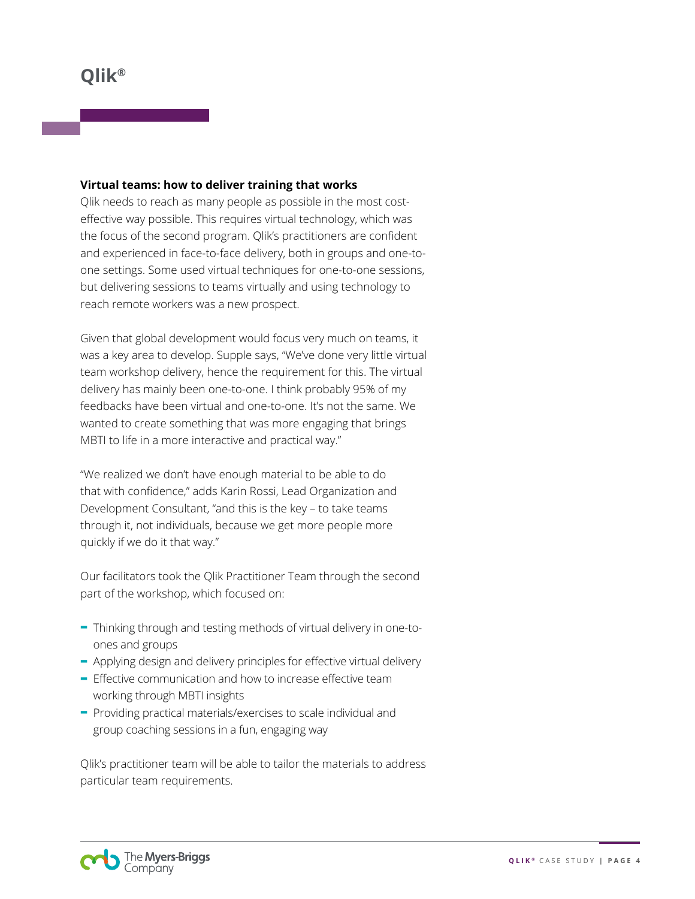# Qlik®

**Virtual teams: how to deliver training that works**

Qlik needs to reach as many people as possible in the most cost-effective way possible. This requires virtual technology, which was the focus of the second program. Qlik's practitioners are confident and experienced in face-to-face delivery, both in groups and one-to-one settings. Some used virtual techniques for one-to-one sessions, but delivering sessions to teams virtually and using technology to reach remote workers was a new prospect.

Given that global development would focus very much on teams, it was a key area to develop. Supple says, "We've done very little virtual team workshop delivery, hence the requirement for this. The virtual delivery has mainly been one-to-one. I think probably 95% of my feedbacks have been virtual and one-to-one. It's not the same. We wanted to create something that was more engaging that brings MBTI to life in a more interactive and practical way."

"We realized we don't have enough material to be able to do that with confidence," adds Karin Rossi, Lead Organization and Development Consultant, "and this is the key – to take teams through it, not individuals, because we get more people more quickly if we do it that way."

Our facilitators took the Qlik Practitioner Team through the second part of the workshop, which focused on:

- Thinking through and testing methods of virtual delivery in one-to-ones and groups
- Applying design and delivery principles for effective virtual delivery
- Effective communication and how to increase effective team working through MBTI insights
- Providing practical materials/exercises to scale individual and group coaching sessions in a fun, engaging way

Qlik's practitioner team will be able to tailor the materials to address particular team requirements.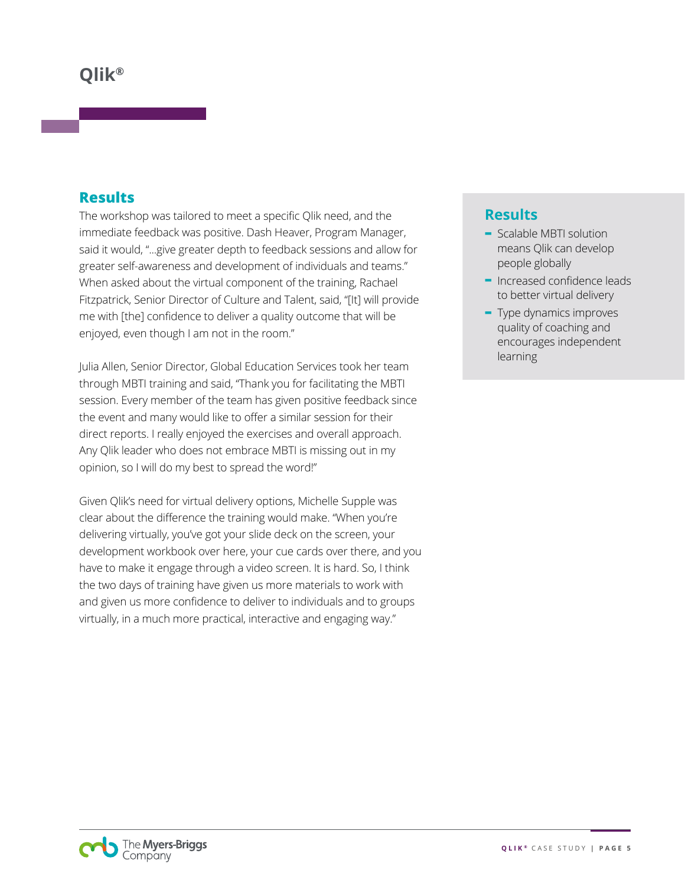# Qlik®

## Results

The workshop was tailored to meet a specific Qlik need, and the immediate feedback was positive. Dash Heaver, Program Manager, said it would, "...give greater depth to feedback sessions and allow for greater self-awareness and development of individuals and teams." When asked about the virtual component of the training, Rachael Fitzpatrick, Senior Director of Culture and Talent, said, "[It] will provide me with [the] confidence to deliver a quality outcome that will be enjoyed, even though I am not in the room."

Julia Allen, Senior Director, Global Education Services took her team through MBTI training and said, "Thank you for facilitating the MBTI session. Every member of the team has given positive feedback since the event and many would like to offer a similar session for their direct reports. I really enjoyed the exercises and overall approach. Any Qlik leader who does not embrace MBTI is missing out in my opinion, so I will do my best to spread the word!"

Given Qlik's need for virtual delivery options, Michelle Supple was clear about the difference the training would make. "When you're delivering virtually, you've got your slide deck on the screen, your development workbook over here, your cue cards over there, and you have to make it engage through a video screen. It is hard. So, I think the two days of training have given us more materials to work with and given us more confidence to deliver to individuals and to groups virtually, in a much more practical, interactive and engaging way."

## Results

- Scalable MBTI solution means Qlik can develop people globally
- Increased confidence leads to better virtual delivery
- Type dynamics improves quality of coaching and encourages independent learning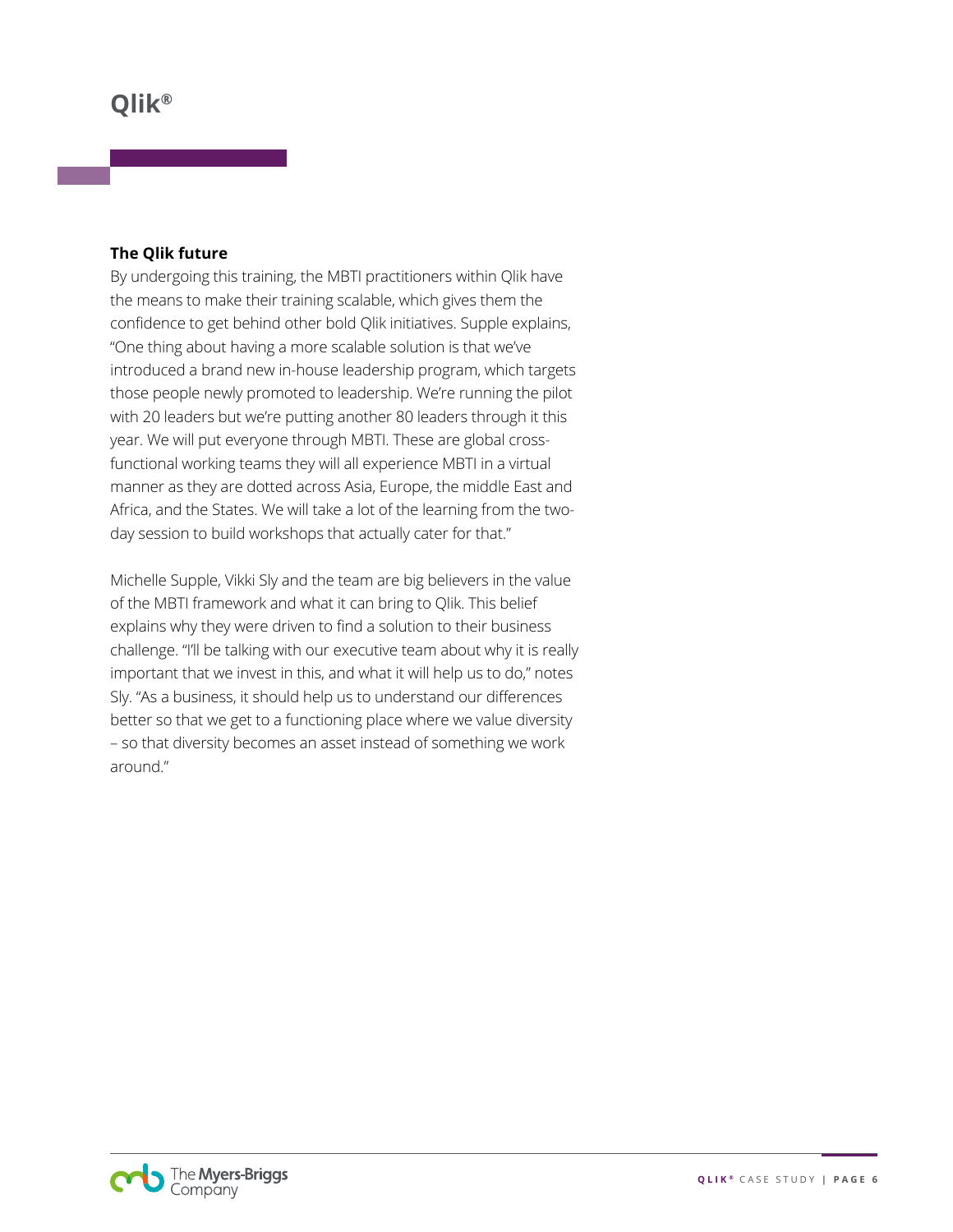## The Qlik future

By undergoing this training, the MBTI practitioners within Qlik have the means to make their training scalable, which gives them the confidence to get behind other bold Qlik initiatives. Supple explains, "One thing about having a more scalable solution is that we've introduced a brand new in-house leadership program, which targets those people newly promoted to leadership. We're running the pilot with 20 leaders but we're putting another 80 leaders through it this year. We will put everyone through MBTI. These are global cross-functional working teams they will all experience MBTI in a virtual manner as they are dotted across Asia, Europe, the middle East and Africa, and the States. We will take a lot of the learning from the two-day session to build workshops that actually cater for that."

Michelle Supple, Vikki Sly and the team are big believers in the value of the MBTI framework and what it can bring to Qlik. This belief explains why they were driven to find a solution to their business challenge. "I'll be talking with our executive team about why it is really important that we invest in this, and what it will help us to do," notes Sly. "As a business, it should help us to understand our differences better so that we get to a functioning place where we value diversity – so that diversity becomes an asset instead of something we work around."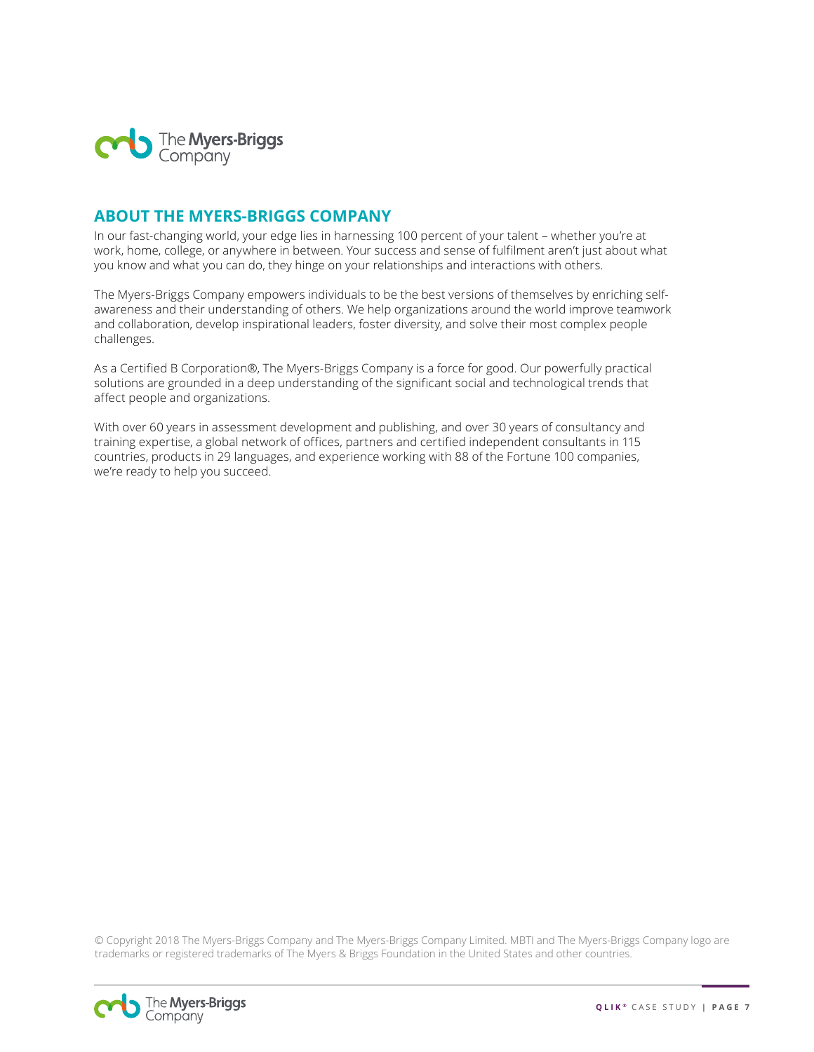## ABOUT THE MYERS-BRIGGS COMPANY

In our fast-changing world, your edge lies in harnessing 100 percent of your talent – whether you're at work, home, college, or anywhere in between. Your success and sense of fulfilment aren't just about what you know and what you can do, they hinge on your relationships and interactions with others.

The Myers-Briggs Company empowers individuals to be the best versions of themselves by enriching self-awareness and their understanding of others. We help organizations around the world improve teamwork and collaboration, develop inspirational leaders, foster diversity, and solve their most complex people challenges.

As a Certified B Corporation®, The Myers-Briggs Company is a force for good. Our powerfully practical solutions are grounded in a deep understanding of the significant social and technological trends that affect people and organizations.

With over 60 years in assessment development and publishing, and over 30 years of consultancy and training expertise, a global network of offices, partners and certified independent consultants in 115 countries, products in 29 languages, and experience working with 88 of the Fortune 100 companies, we're ready to help you succeed.

© Copyright 2018 The Myers-Briggs Company and The Myers-Briggs Company Limited. MBTI and The Myers-Briggs Company logo are trademarks or registered trademarks of The Myers & Briggs Foundation in the United States and other countries.